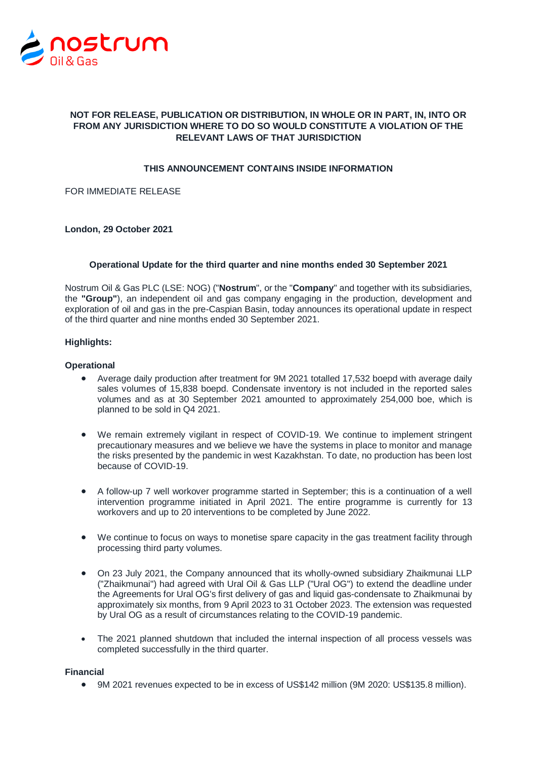**NOT FOR RELEASE, PUBLICATION OR DISTRIBUTION, IN WHOLE OR IN PART, IN, INTO OR FROM ANY JURISDICTION WHERE TO DO SO WOULD CONSTITUTE A VIOLATION OF THE RELEVANT LAWS OF THAT JURISDICTION**

**THIS ANNOUNCEMENT CONTAINS INSIDE INFORMATION**

FOR IMMEDIATE RELEASE

**London, 29 October 2021**

**Operational Update for the third quarter and nine months ended 30 September 2021**

Nostrum Oil & Gas PLC (LSE: NOG) ("**Nostrum**", or the "**Company**" and together with its subsidiaries, the **"Group"**), an independent oil and gas company engaging in the production, development and exploration of oil and gas in the pre-Caspian Basin, today announces its operational update in respect of the third quarter and nine months ended 30 September 2021.

**Highlights:**

**Operational**

- Average daily production after treatment for 9M 2021 totalled 17,532 boepd with average daily sales volumes of 15,838 boepd. Condensate inventory is not included in the reported sales volumes and as at 30 September 2021 amounted to approximately 254,000 boe, which is planned to be sold in Q4 2021.
- We remain extremely vigilant in respect of COVID-19. We continue to implement stringent precautionary measures and we believe we have the systems in place to monitor and manage the risks presented by the pandemic in west Kazakhstan. To date, no production has been lost because of COVID-19.
- A follow-up 7 well workover programme started in September; this is a continuation of a well intervention programme initiated in April 2021. The entire programme is currently for 13 workovers and up to 20 interventions to be completed by June 2022.
- We continue to focus on ways to monetise spare capacity in the gas treatment facility through processing third party volumes.
- On 23 July 2021, the Company announced that its wholly-owned subsidiary Zhaikmunai LLP ("Zhaikmunai") had agreed with Ural Oil & Gas LLP ("Ural OG") to extend the deadline under the Agreements for Ural OG's first delivery of gas and liquid gas-condensate to Zhaikmunai by approximately six months, from 9 April 2023 to 31 October 2023. The extension was requested by Ural OG as a result of circumstances relating to the COVID-19 pandemic.
- The 2021 planned shutdown that included the internal inspection of all process vessels was completed successfully in the third quarter.

**Financial**

- 9M 2021 revenues expected to be in excess of US$142 million (9M 2020: US$135.8 million).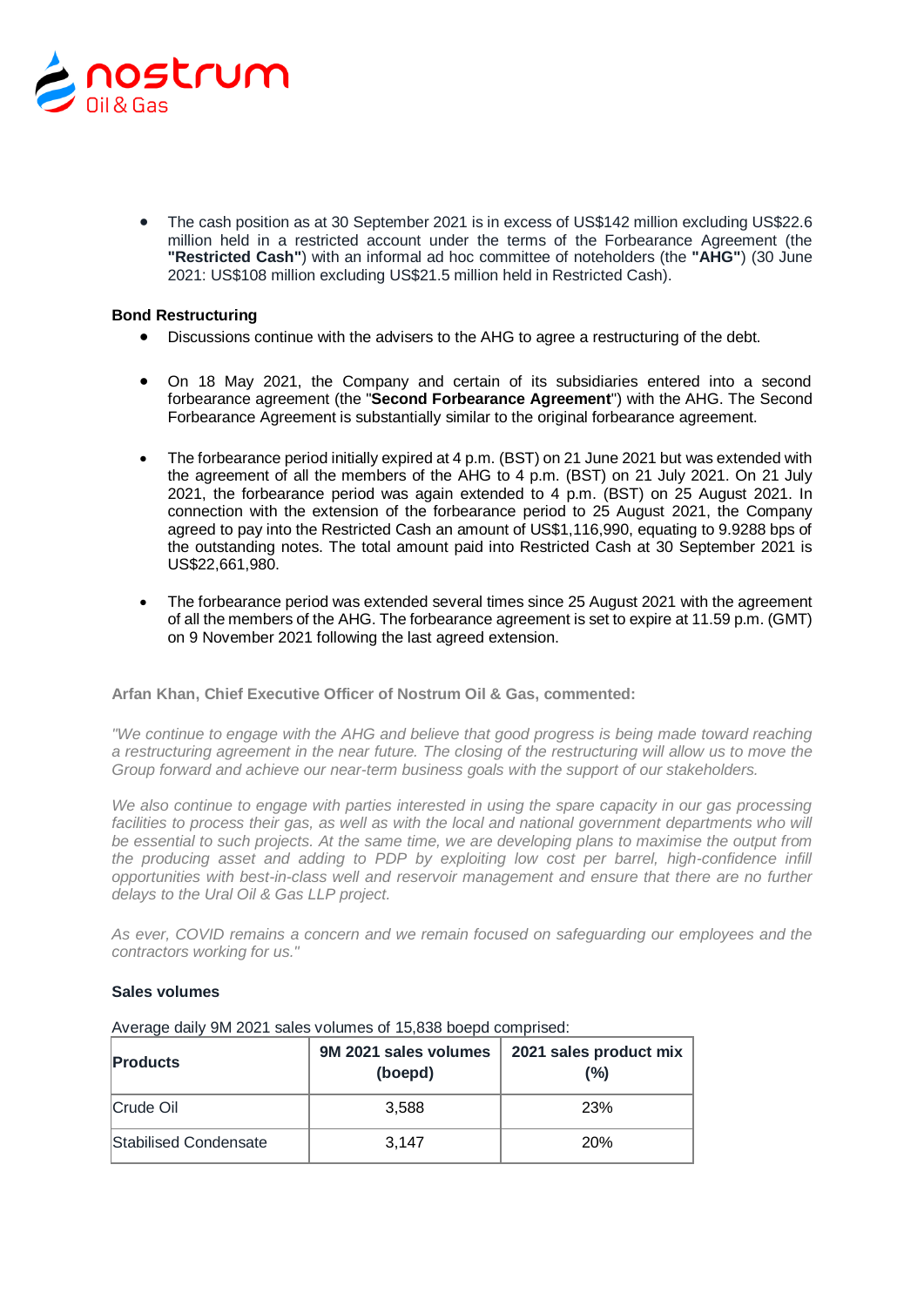- The cash position as at 30 September 2021 is in excess of US$142 million excluding US$22.6 million held in a restricted account under the terms of the Forbearance Agreement (the **"Restricted Cash"**) with an informal ad hoc committee of noteholders (the **"AHG"**) (30 June 2021: US$108 million excluding US$21.5 million held in Restricted Cash).

**Bond Restructuring**

- Discussions continue with the advisers to the AHG to agree a restructuring of the debt.

- On 18 May 2021, the Company and certain of its subsidiaries entered into a second forbearance agreement (the "**Second Forbearance Agreement**") with the AHG. The Second Forbearance Agreement is substantially similar to the original forbearance agreement.

- The forbearance period initially expired at 4 p.m. (BST) on 21 June 2021 but was extended with the agreement of all the members of the AHG to 4 p.m. (BST) on 21 July 2021. On 21 July 2021, the forbearance period was again extended to 4 p.m. (BST) on 25 August 2021. In connection with the extension of the forbearance period to 25 August 2021, the Company agreed to pay into the Restricted Cash an amount of US$1,116,990, equating to 9.9288 bps of the outstanding notes. The total amount paid into Restricted Cash at 30 September 2021 is US$22,661,980.

- The forbearance period was extended several times since 25 August 2021 with the agreement of all the members of the AHG. The forbearance agreement is set to expire at 11.59 p.m. (GMT) on 9 November 2021 following the last agreed extension.

**Arfan Khan, Chief Executive Officer of Nostrum Oil & Gas, commented:**

*"We continue to engage with the AHG and believe that good progress is being made toward reaching a restructuring agreement in the near future. The closing of the restructuring will allow us to move the Group forward and achieve our near-term business goals with the support of our stakeholders.*

*We also continue to engage with parties interested in using the spare capacity in our gas processing facilities to process their gas, as well as with the local and national government departments who will be essential to such projects. At the same time, we are developing plans to maximise the output from the producing asset and adding to PDP by exploiting low cost per barrel, high-confidence infill opportunities with best-in-class well and reservoir management and ensure that there are no further delays to the Ural Oil & Gas LLP project.*

*As ever, COVID remains a concern and we remain focused on safeguarding our employees and the contractors working for us."*

**Sales volumes**

Average daily 9M 2021 sales volumes of 15,838 boepd comprised:

| Products | 9M 2021 sales volumes (boepd) | 2021 sales product mix (%) |
|---|---|---|
| Crude Oil | 3,588 | 23% |
| Stabilised Condensate | 3,147 | 20% |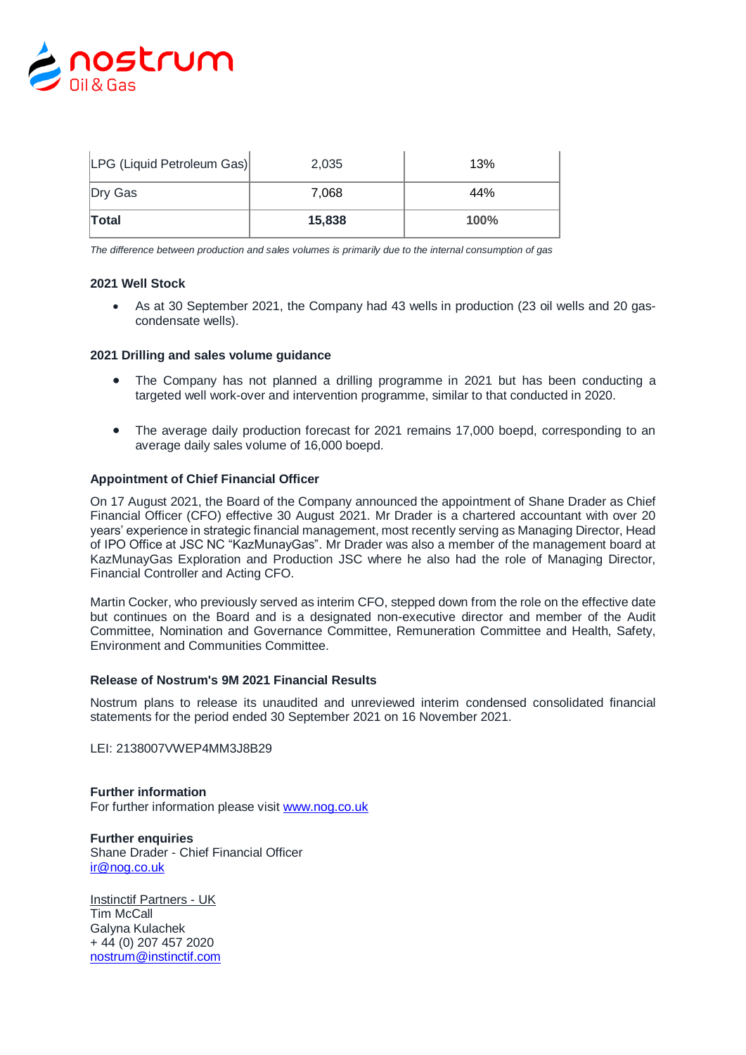| LPG (Liquid Petroleum Gas) | 2,035 | 13% |
|---|---|---|
| Dry Gas | 7,068 | 44% |
| **Total** | **15,838** | **100%** |

*The difference between production and sales volumes is primarily due to the internal consumption of gas*

**2021 Well Stock**

- As at 30 September 2021, the Company had 43 wells in production (23 oil wells and 20 gas-condensate wells).

**2021 Drilling and sales volume guidance**

- The Company has not planned a drilling programme in 2021 but has been conducting a targeted well work-over and intervention programme, similar to that conducted in 2020.

- The average daily production forecast for 2021 remains 17,000 boepd, corresponding to an average daily sales volume of 16,000 boepd.

**Appointment of Chief Financial Officer**

On 17 August 2021, the Board of the Company announced the appointment of Shane Drader as Chief Financial Officer (CFO) effective 30 August 2021. Mr Drader is a chartered accountant with over 20 years' experience in strategic financial management, most recently serving as Managing Director, Head of IPO Office at JSC NC "KazMunayGas". Mr Drader was also a member of the management board at KazMunayGas Exploration and Production JSC where he also had the role of Managing Director, Financial Controller and Acting CFO.

Martin Cocker, who previously served as interim CFO, stepped down from the role on the effective date but continues on the Board and is a designated non-executive director and member of the Audit Committee, Nomination and Governance Committee, Remuneration Committee and Health, Safety, Environment and Communities Committee.

**Release of Nostrum's 9M 2021 Financial Results**

Nostrum plans to release its unaudited and unreviewed interim condensed consolidated financial statements for the period ended 30 September 2021 on 16 November 2021.

LEI: 2138007VWEP4MM3J8B29

**Further information**
For further information please visit www.nog.co.uk

**Further enquiries**
Shane Drader - Chief Financial Officer
ir@nog.co.uk

Instinctif Partners - UK
Tim McCall
Galyna Kulachek
+ 44 (0) 207 457 2020
nostrum@instinctif.com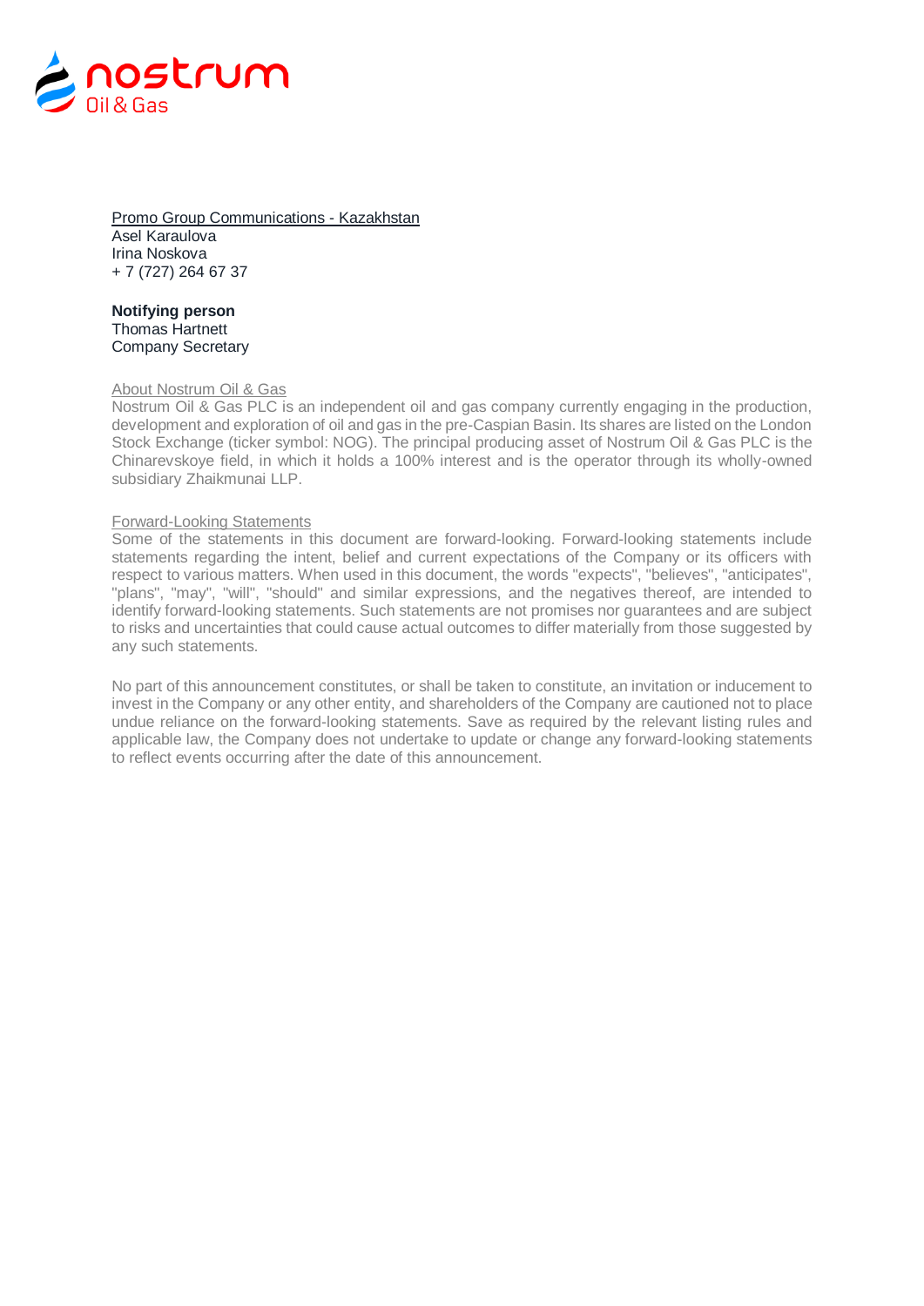Promo Group Communications - Kazakhstan
Asel Karaulova
Irina Noskova
+ 7 (727) 264 67 37

**Notifying person**
Thomas Hartnett
Company Secretary

About Nostrum Oil & Gas

Nostrum Oil & Gas PLC is an independent oil and gas company currently engaging in the production, development and exploration of oil and gas in the pre-Caspian Basin. Its shares are listed on the London Stock Exchange (ticker symbol: NOG). The principal producing asset of Nostrum Oil & Gas PLC is the Chinarevskoye field, in which it holds a 100% interest and is the operator through its wholly-owned subsidiary Zhaikmunai LLP.

Forward-Looking Statements

Some of the statements in this document are forward-looking. Forward-looking statements include statements regarding the intent, belief and current expectations of the Company or its officers with respect to various matters. When used in this document, the words "expects", "believes", "anticipates", "plans", "may", "will", "should" and similar expressions, and the negatives thereof, are intended to identify forward-looking statements. Such statements are not promises nor guarantees and are subject to risks and uncertainties that could cause actual outcomes to differ materially from those suggested by any such statements.

No part of this announcement constitutes, or shall be taken to constitute, an invitation or inducement to invest in the Company or any other entity, and shareholders of the Company are cautioned not to place undue reliance on the forward-looking statements. Save as required by the relevant listing rules and applicable law, the Company does not undertake to update or change any forward-looking statements to reflect events occurring after the date of this announcement.